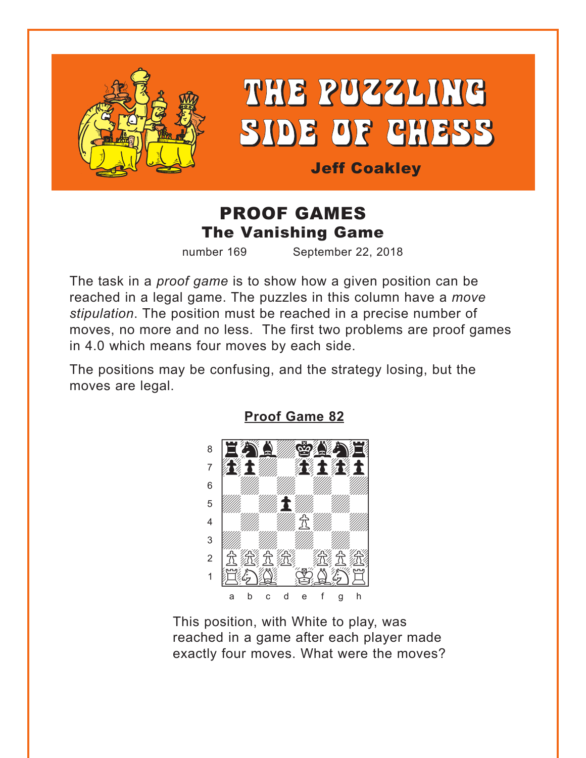# THE PUZZLING SIDE OF CHESS

**Jeff Coakley**

## PROOF GAMES
### The Vanishing Game

number 169 September 22, 2018

The task in a *proof game* is to show how a given position can be reached in a legal game. The puzzles in this column have a *move stipulation*. The position must be reached in a precise number of moves, no more and no less. The first two problems are proof games in 4.0 which means four moves by each side.

The positions may be confusing, and the strategy losing, but the moves are legal.

**Proof Game 82**

8 | ♜ ♞ ♝ · ♚ ♝ ♞ ♜
7 | ♟ ♟ · · ♟ ♟ ♟ ♟
6 | · · · · · · · ·
5 | · · · ♟ · · · ·
4 | · · · · ♙ · · ·
3 | · · · · · · · ·
2 | ♙ ♙ ♙ ♙ · ♙ ♙ ♙
1 | ♖ ♘ ♗ · ♔ ♗ ♘ ♖

a b c d e f g h

This position, with White to play, was reached in a game after each player made exactly four moves. What were the moves?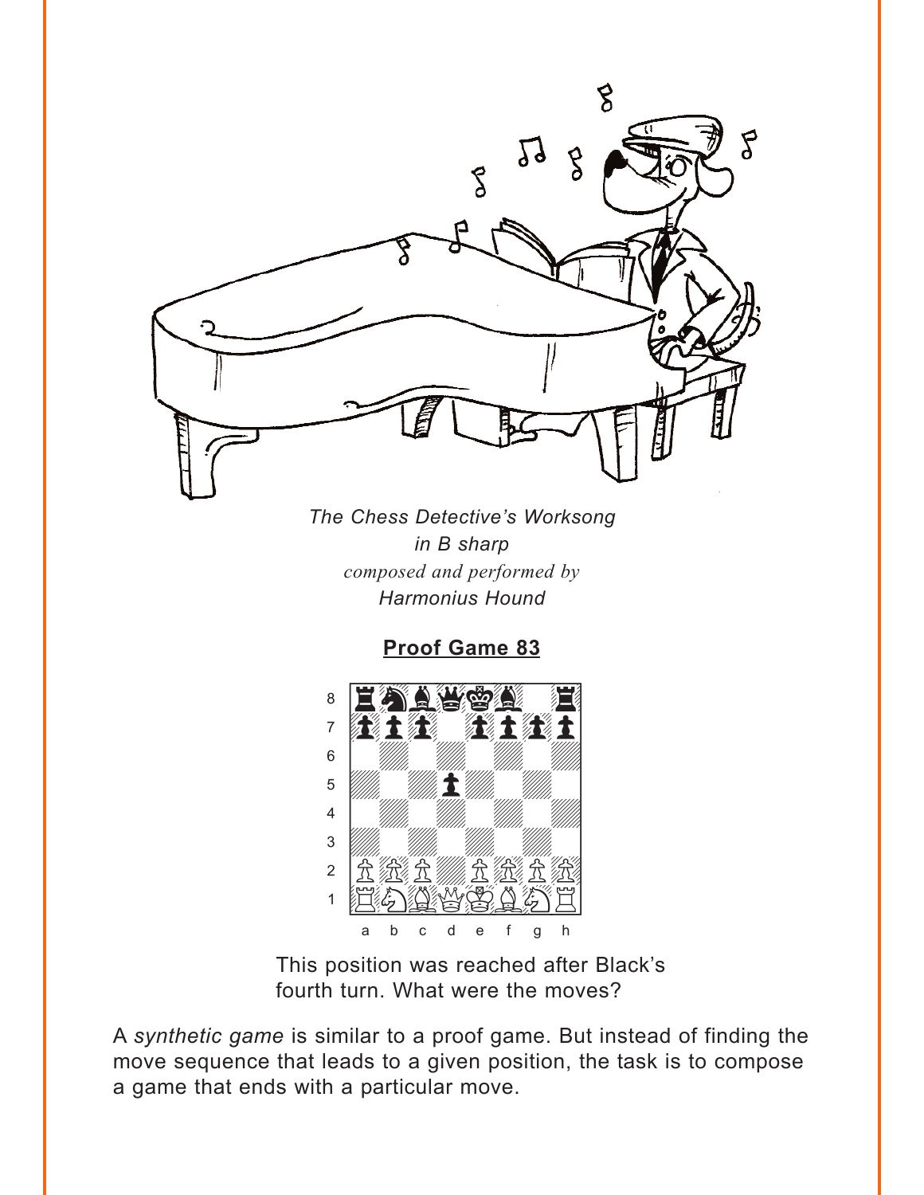*The Chess Detective's Worksong*
*in B sharp*
*composed and performed by*
*Harmonius Hound*

## Proof Game 83

This position was reached after Black's fourth turn. What were the moves?

A *synthetic game* is similar to a proof game. But instead of finding the move sequence that leads to a given position, the task is to compose a game that ends with a particular move.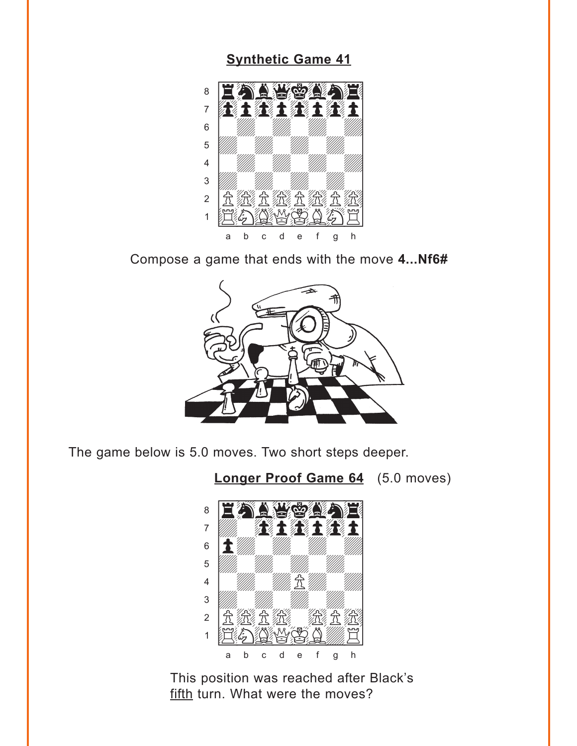## Synthetic Game 41

Compose a game that ends with the move **4...Nf6#**

The game below is 5.0 moves. Two short steps deeper.

**Longer Proof Game 64** (5.0 moves)

This position was reached after Black's fifth turn. What were the moves?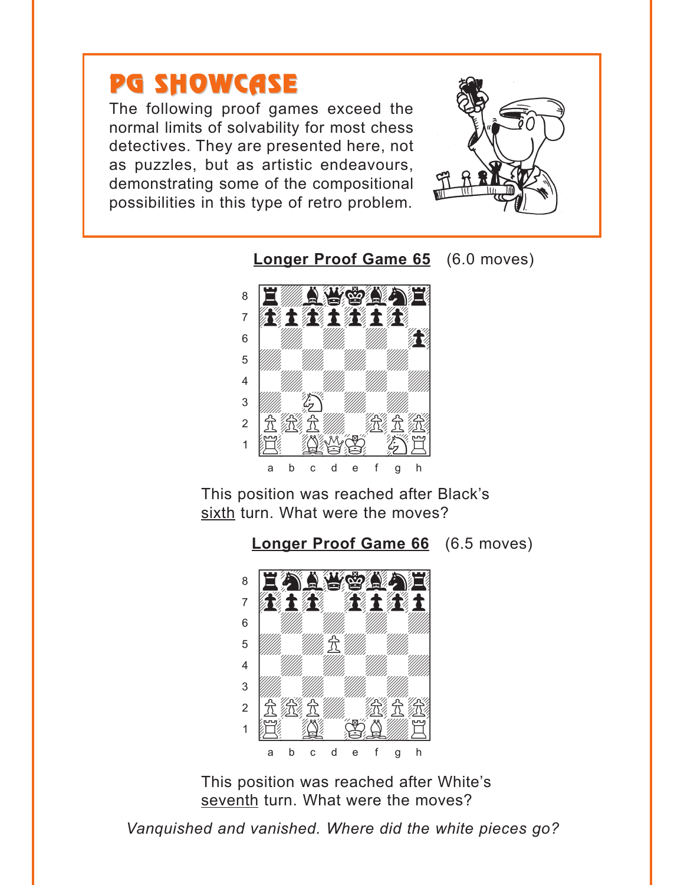# PG SHOWCASE

The following proof games exceed the normal limits of solvability for most chess detectives. They are presented here, not as puzzles, but as artistic endeavours, demonstrating some of the compositional possibilities in this type of retro problem.

**Longer Proof Game 65** (6.0 moves)

This position was reached after Black's sixth turn. What were the moves?

**Longer Proof Game 66** (6.5 moves)

This position was reached after White's seventh turn. What were the moves?

*Vanquished and vanished. Where did the white pieces go?*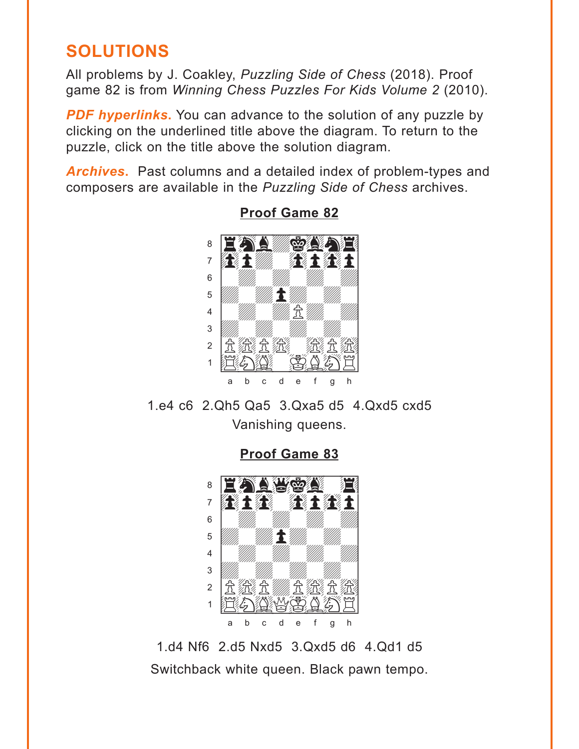## SOLUTIONS

All problems by J. Coakley, *Puzzling Side of Chess* (2018). Proof game 82 is from *Winning Chess Puzzles For Kids Volume 2* (2010).

***PDF hyperlinks***. You can advance to the solution of any puzzle by clicking on the underlined title above the diagram. To return to the puzzle, click on the title above the solution diagram.

***Archives***. Past columns and a detailed index of problem-types and composers are available in the *Puzzling Side of Chess* archives.

### Proof Game 82

1.e4 c6 2.Qh5 Qa5 3.Qxa5 d5 4.Qxd5 cxd5

Vanishing queens.

### Proof Game 83

1.d4 Nf6 2.d5 Nxd5 3.Qxd5 d6 4.Qd1 d5

Switchback white queen. Black pawn tempo.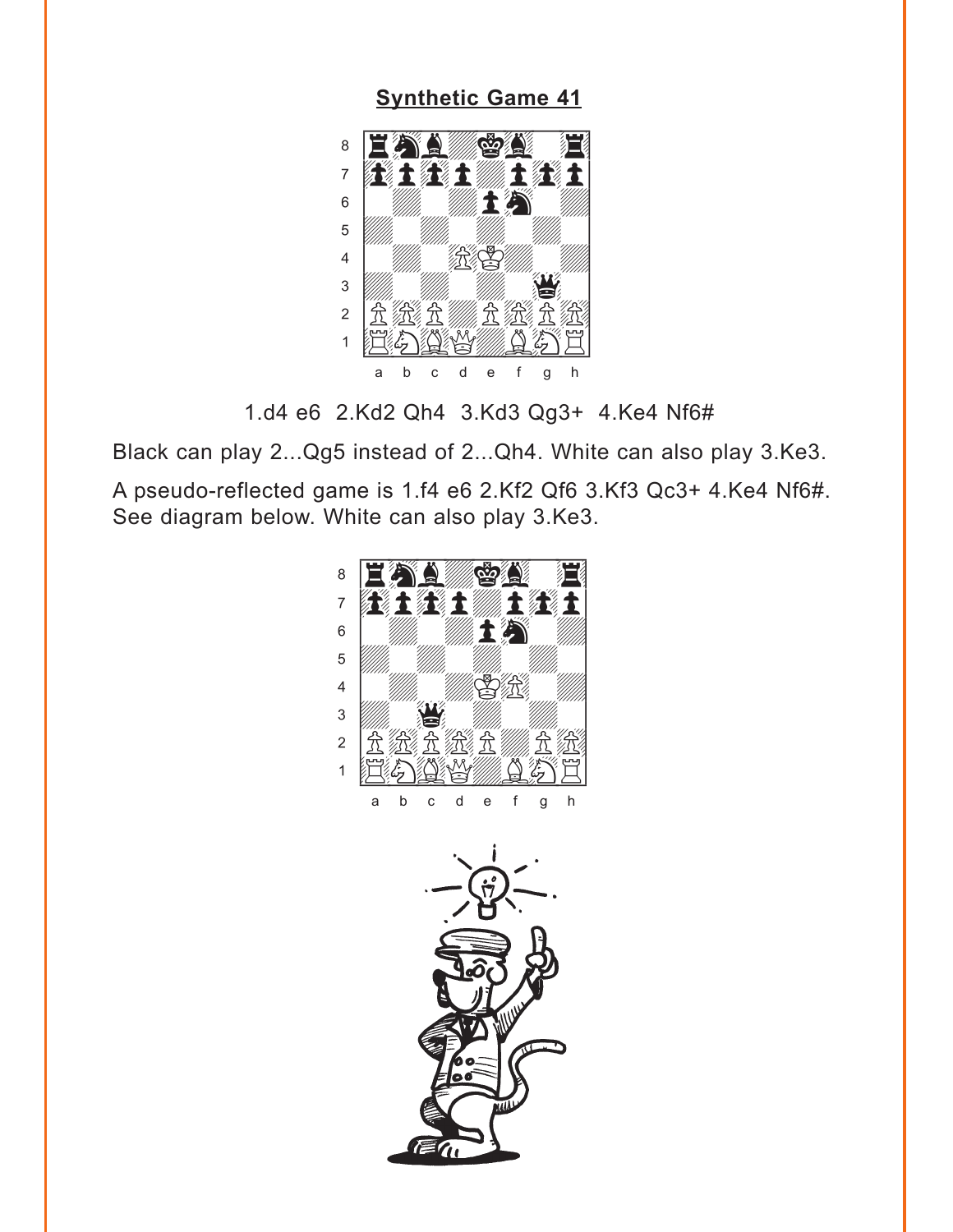## Synthetic Game 41

1.d4 e6 2.Kd2 Qh4 3.Kd3 Qg3+ 4.Ke4 Nf6#

Black can play 2...Qg5 instead of 2...Qh4. White can also play 3.Ke3.

A pseudo-reflected game is 1.f4 e6 2.Kf2 Qf6 3.Kf3 Qc3+ 4.Ke4 Nf6#. See diagram below. White can also play 3.Ke3.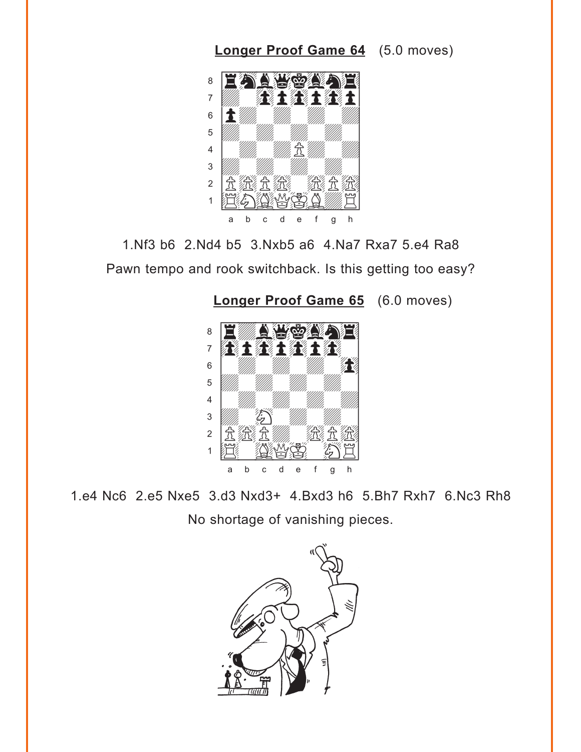**Longer Proof Game 64** (5.0 moves)

a b c d e f g h

1.Nf3 b6 2.Nd4 b5 3.Nxb5 a6 4.Na7 Rxa7 5.e4 Ra8

Pawn tempo and rook switchback. Is this getting too easy?

**Longer Proof Game 65** (6.0 moves)

a b c d e f g h

1.e4 Nc6 2.e5 Nxe5 3.d3 Nxd3+ 4.Bxd3 h6 5.Bh7 Rxh7 6.Nc3 Rh8

No shortage of vanishing pieces.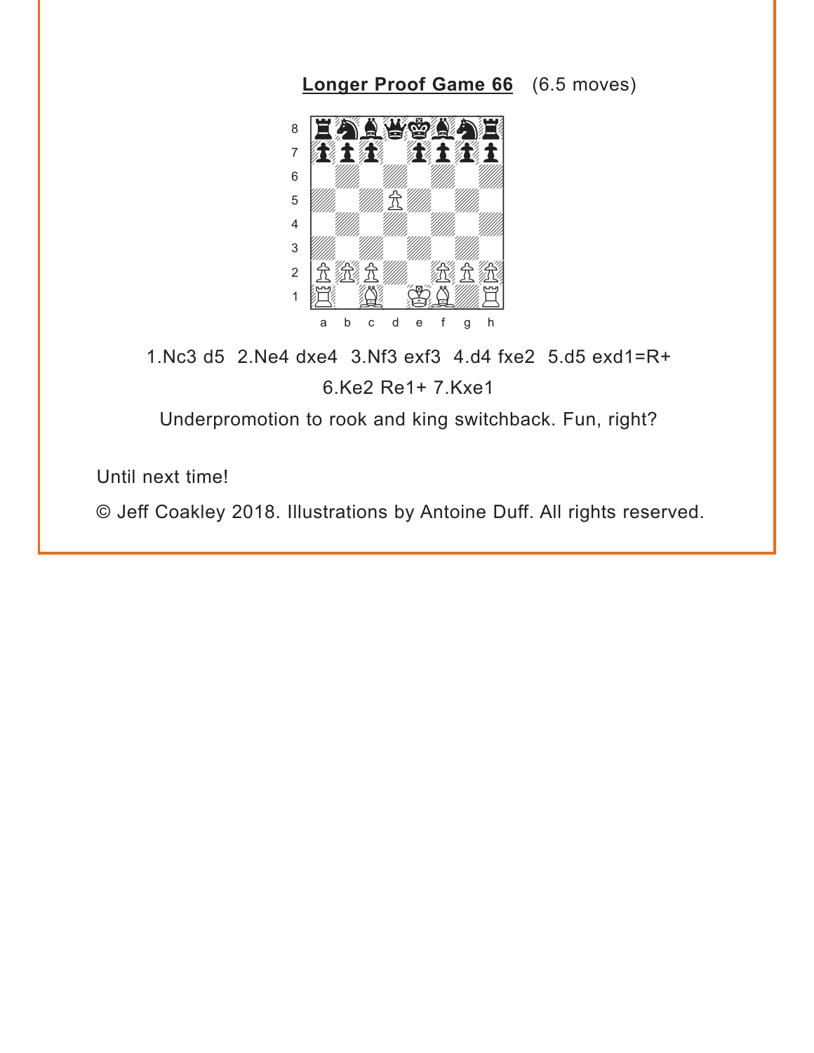**Longer Proof Game 66** (6.5 moves)

1.Nc3 d5 2.Ne4 dxe4 3.Nf3 exf3 4.d4 fxe2 5.d5 exd1=R+

6.Ke2 Re1+ 7.Kxe1

Underpromotion to rook and king switchback. Fun, right?

Until next time!

© Jeff Coakley 2018. Illustrations by Antoine Duff. All rights reserved.